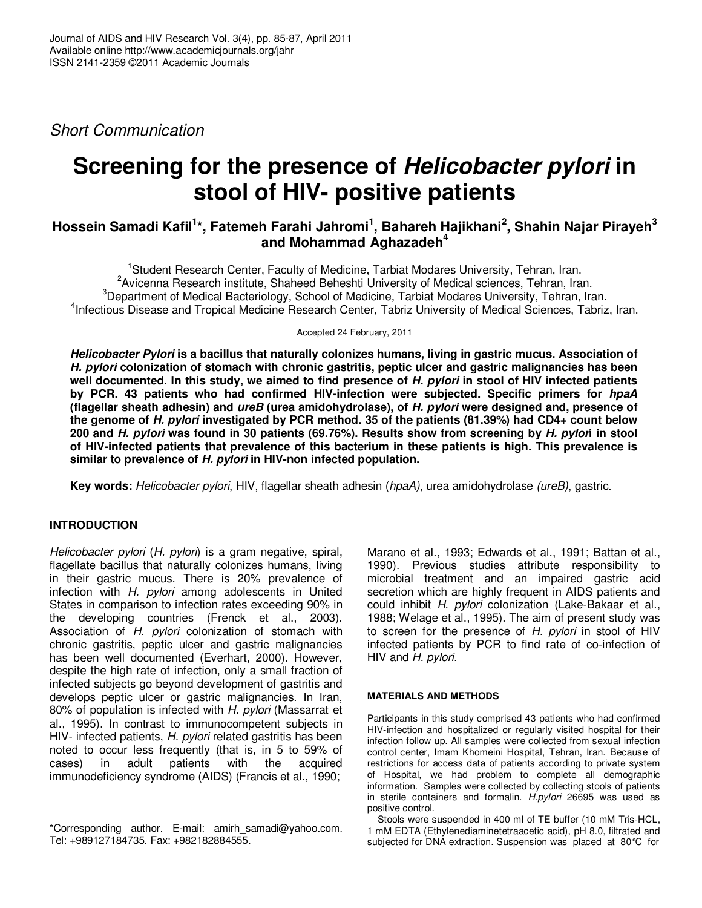*Short Communication*

# Screening for the presence of *Helicobacter pylori* in stool of HIV- positive patients

**Hossein Samadi Kafil[1]*, Fatemeh Farahi Jahromi[1], Bahareh Hajikhani[2], Shahin Najar Pirayeh[3] and Mohammad Aghazadeh[4]**

[1]Student Research Center, Faculty of Medicine, Tarbiat Modares University, Tehran, Iran.
[2]Avicenna Research institute, Shaheed Beheshti University of Medical sciences, Tehran, Iran.
[3]Department of Medical Bacteriology, School of Medicine, Tarbiat Modares University, Tehran, Iran.
[4]Infectious Disease and Tropical Medicine Research Center, Tabriz University of Medical Sciences, Tabriz, Iran.

Accepted 24 February, 2011

***Helicobacter Pylori* is a bacillus that naturally colonizes humans, living in gastric mucus. Association of *H. pylori* colonization of stomach with chronic gastritis, peptic ulcer and gastric malignancies has been well documented. In this study, we aimed to find presence of *H. pylori* in stool of HIV infected patients by PCR. 43 patients who had confirmed HIV-infection were subjected. Specific primers for *hpaA* (flagellar sheath adhesin) and *ureB* (urea amidohydrolase), of *H. pylori* were designed and, presence of the genome of *H. pylori* investigated by PCR method. 35 of the patients (81.39%) had CD4+ count below 200 and *H. pylori* was found in 30 patients (69.76%). Results show from screening by *H. pylor*i in stool of HIV-infected patients that prevalence of this bacterium in these patients is high. This prevalence is similar to prevalence of *H. pylori* in HIV-non infected population.**

**Key words:** *Helicobacter pylori*, HIV, flagellar sheath adhesin (*hpaA)*, urea amidohydrolase *(ureB)*, gastric.

## INTRODUCTION

*Helicobacter pylori* (*H. pylori*) is a gram negative, spiral, flagellate bacillus that naturally colonizes humans, living in their gastric mucus. There is 20% prevalence of infection with *H. pylori* among adolescents in United States in comparison to infection rates exceeding 90% in the developing countries (Frenck et al., 2003). Association of *H. pylori* colonization of stomach with chronic gastritis, peptic ulcer and gastric malignancies has been well documented (Everhart, 2000). However, despite the high rate of infection, only a small fraction of infected subjects go beyond development of gastritis and develops peptic ulcer or gastric malignancies. In Iran, 80% of population is infected with *H. pylori* (Massarrat et al., 1995). In contrast to immunocompetent subjects in HIV- infected patients, *H. pylori* related gastritis has been noted to occur less frequently (that is, in 5 to 59% of cases) in adult patients with the acquired immunodeficiency syndrome (AIDS) (Francis et al., 1990; Marano et al., 1993; Edwards et al., 1991; Battan et al., 1990). Previous studies attribute responsibility to microbial treatment and an impaired gastric acid secretion which are highly frequent in AIDS patients and could inhibit *H. pylori* colonization (Lake-Bakaar et al., 1988; Welage et al., 1995). The aim of present study was to screen for the presence of *H. pylori* in stool of HIV infected patients by PCR to find rate of co-infection of HIV and *H. pylori*.

### MATERIALS AND METHODS

Participants in this study comprised 43 patients who had confirmed HIV-infection and hospitalized or regularly visited hospital for their infection follow up. All samples were collected from sexual infection control center, Imam Khomeini Hospital, Tehran, Iran. Because of restrictions for access data of patients according to private system of Hospital, we had problem to complete all demographic information. Samples were collected by collecting stools of patients in sterile containers and formalin. *H.pylori* 26695 was used as positive control.

Stools were suspended in 400 ml of TE buffer (10 mM Tris-HCL, 1 mM EDTA (Ethylenediaminetetraacetic acid), pH 8.0, filtrated and subjected for DNA extraction. Suspension was placed at 80°C for

*Corresponding author. E-mail: amirh_samadi@yahoo.com. Tel: +989127184735. Fax: +982182884555.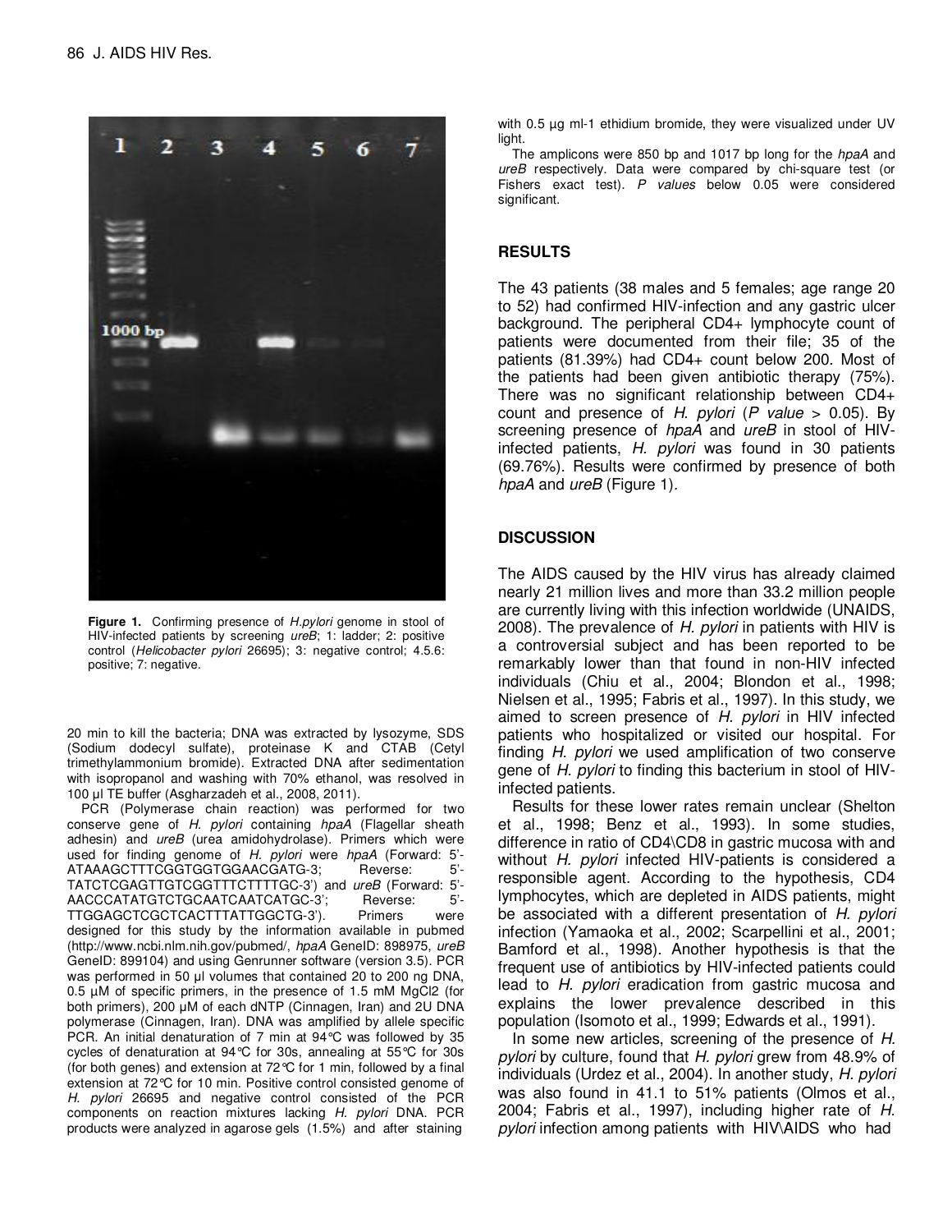Figure 1. Confirming presence of *H.pylori* genome in stool of HIV-infected patients by screening *ureB*; 1: ladder; 2: positive control (*Helicobacter pylori* 26695); 3: negative control; 4.5.6: positive; 7: negative.

20 min to kill the bacteria; DNA was extracted by lysozyme, SDS (Sodium dodecyl sulfate), proteinase K and CTAB (Cetyl trimethylammonium bromide). Extracted DNA after sedimentation with isopropanol and washing with 70% ethanol, was resolved in 100 µl TE buffer (Asgharzadeh et al., 2008, 2011).

PCR (Polymerase chain reaction) was performed for two conserve gene of *H. pylori* containing *hpaA* (Flagellar sheath adhesin) and *ureB* (urea amidohydrolase). Primers which were used for finding genome of *H. pylori* were *hpaA* (Forward: 5'-ATAAAGCTTTCGGTGGTGGAACGATG-3; Reverse: 5'-TATCTCGAGTTGTCGGTTTCTTTTGC-3') and *ureB* (Forward: 5'-AACCCATATGTCTGCAATCAATCATGC-3'; Reverse: 5'-TTGGAGCTCGCTCACTTTATTGGCTG-3'). Primers were designed for this study by the information available in pubmed (http://www.ncbi.nlm.nih.gov/pubmed/, *hpaA* GeneID: 898975, *ureB* GeneID: 899104) and using Genrunner software (version 3.5). PCR was performed in 50 µl volumes that contained 20 to 200 ng DNA, 0.5 µM of specific primers, in the presence of 1.5 mM $MgCl_2$ (for both primers), 200 µM of each dNTP (Cinnagen, Iran) and 2U DNA polymerase (Cinnagen, Iran). DNA was amplified by allele specific PCR. An initial denaturation of 7 min at 94°C was followed by 35 cycles of denaturation at 94°C for 30s, annealing at 55°C for 30s (for both genes) and extension at 72°C for 1 min, followed by a final extension at 72°C for 10 min. Positive control consisted genome of *H. pylori* 26695 and negative control consisted of the PCR components on reaction mixtures lacking *H. pylori* DNA. PCR products were analyzed in agarose gels (1.5%) and after staining with 0.5 µg ml-1 ethidium bromide, they were visualized under UV light.

The amplicons were 850 bp and 1017 bp long for the *hpaA* and *ureB* respectively. Data were compared by chi-square test (or Fishers exact test). *P values* below 0.05 were considered significant.

## RESULTS

The 43 patients (38 males and 5 females; age range 20 to 52) had confirmed HIV-infection and any gastric ulcer background. The peripheral CD4+ lymphocyte count of patients were documented from their file; 35 of the patients (81.39%) had CD4+ count below 200. Most of the patients had been given antibiotic therapy (75%). There was no significant relationship between CD4+ count and presence of *H. pylori* (*P value* > 0.05). By screening presence of *hpaA* and *ureB* in stool of HIV-infected patients, *H. pylori* was found in 30 patients (69.76%). Results were confirmed by presence of both *hpaA* and *ureB* (Figure 1).

## DISCUSSION

The AIDS caused by the HIV virus has already claimed nearly 21 million lives and more than 33.2 million people are currently living with this infection worldwide (UNAIDS, 2008). The prevalence of *H. pylori* in patients with HIV is a controversial subject and has been reported to be remarkably lower than that found in non-HIV infected individuals (Chiu et al., 2004; Blondon et al., 1998; Nielsen et al., 1995; Fabris et al., 1997). In this study, we aimed to screen presence of *H. pylori* in HIV infected patients who hospitalized or visited our hospital. For finding *H. pylori* we used amplification of two conserve gene of *H. pylori* to finding this bacterium in stool of HIV-infected patients.

Results for these lower rates remain unclear (Shelton et al., 1998; Benz et al., 1993). In some studies, difference in ratio of CD4\CD8 in gastric mucosa with and without *H. pylori* infected HIV-patients is considered a responsible agent. According to the hypothesis, CD4 lymphocytes, which are depleted in AIDS patients, might be associated with a different presentation of *H. pylori* infection (Yamaoka et al., 2002; Scarpellini et al., 2001; Bamford et al., 1998). Another hypothesis is that the frequent use of antibiotics by HIV-infected patients could lead to *H. pylori* eradication from gastric mucosa and explains the lower prevalence described in this population (Isomoto et al., 1999; Edwards et al., 1991).

In some new articles, screening of the presence of *H. pylori* by culture, found that *H. pylori* grew from 48.9% of individuals (Urdez et al., 2004). In another study, *H. pylori* was also found in 41.1 to 51% patients (Olmos et al., 2004; Fabris et al., 1997), including higher rate of *H. pylori* infection among patients with HIV\AIDS who had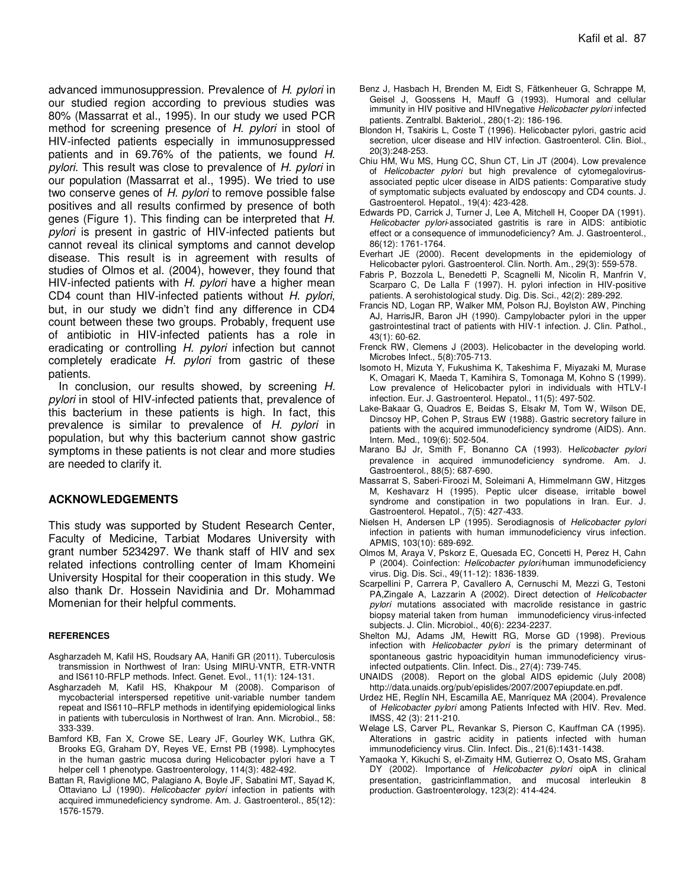advanced immunosuppression. Prevalence of *H. pylori* in our studied region according to previous studies was 80% (Massarrat et al., 1995). In our study we used PCR method for screening presence of *H. pylori* in stool of HIV-infected patients especially in immunosuppressed patients and in 69.76% of the patients, we found *H. pylori*. This result was close to prevalence of *H. pylori* in our population (Massarrat et al., 1995). We tried to use two conserve genes of *H. pylori* to remove possible false positives and all results confirmed by presence of both genes (Figure 1). This finding can be interpreted that *H. pylori* is present in gastric of HIV-infected patients but cannot reveal its clinical symptoms and cannot develop disease. This result is in agreement with results of studies of Olmos et al. (2004), however, they found that HIV-infected patients with *H. pylori* have a higher mean CD4 count than HIV-infected patients without *H. pylori*, but, in our study we didn't find any difference in CD4 count between these two groups. Probably, frequent use of antibiotic in HIV-infected patients has a role in eradicating or controlling *H. pylori* infection but cannot completely eradicate *H. pylori* from gastric of these patients.

In conclusion, our results showed, by screening *H. pylori* in stool of HIV-infected patients that, prevalence of this bacterium in these patients is high. In fact, this prevalence is similar to prevalence of *H. pylori* in population, but why this bacterium cannot show gastric symptoms in these patients is not clear and more studies are needed to clarify it.

## ACKNOWLEDGEMENTS

This study was supported by Student Research Center, Faculty of Medicine, Tarbiat Modares University with grant number 5234297. We thank staff of HIV and sex related infections controlling center of Imam Khomeini University Hospital for their cooperation in this study. We also thank Dr. Hossein Navidinia and Dr. Mohammad Momenian for their helpful comments.

## REFERENCES

Asgharzadeh M, Kafil HS, Roudsary AA, Hanifi GR (2011). Tuberculosis transmission in Northwest of Iran: Using MIRU-VNTR, ETR-VNTR and IS6110-RFLP methods. Infect. Genet. Evol., 11(1): 124-131.

Asgharzadeh M, Kafil HS, Khakpour M (2008). Comparison of mycobacterial interspersed repetitive unit-variable number tandem repeat and IS6110–RFLP methods in identifying epidemiological links in patients with tuberculosis in Northwest of Iran. Ann. Microbiol., 58: 333-339.

Bamford KB, Fan X, Crowe SE, Leary JF, Gourley WK, Luthra GK, Brooks EG, Graham DY, Reyes VE, Ernst PB (1998). Lymphocytes in the human gastric mucosa during Helicobacter pylori have a T helper cell 1 phenotype. Gastroenterology, 114(3): 482-492.

Battan R, Raviglione MC, Palagiano A, Boyle JF, Sabatini MT, Sayad K, Ottaviano LJ (1990). *Helicobacter pylori* infection in patients with acquired immunedeficiency syndrome. Am. J. Gastroenterol., 85(12): 1576-1579.

Benz J, Hasbach H, Brenden M, Eidt S, Fätkenheuer G, Schrappe M, Geisel J, Goossens H, Mauff G (1993). Humoral and cellular immunity in HIV positive and HIVnegative *Helicobacter pylori* infected patients. Zentralbl. Bakteriol., 280(1-2): 186-196.

Blondon H, Tsakiris L, Coste T (1996). Helicobacter pylori, gastric acid secretion, ulcer disease and HIV infection. Gastroenterol. Clin. Biol., 20(3):248-253.

Chiu HM, Wu MS, Hung CC, Shun CT, Lin JT (2004). Low prevalence of *Helicobacter pylori* but high prevalence of cytomegalovirus-associated peptic ulcer disease in AIDS patients: Comparative study of symptomatic subjects evaluated by endoscopy and CD4 counts. J. Gastroenterol. Hepatol., 19(4): 423-428.

Edwards PD, Carrick J, Turner J, Lee A, Mitchell H, Cooper DA (1991). *Helicobacter pylori*-associated gastritis is rare in AIDS: antibiotic effect or a consequence of immunodeficiency? Am. J. Gastroenterol., 86(12): 1761-1764.

Everhart JE (2000). Recent developments in the epidemiology of Helicobacter pylori. Gastroenterol. Clin. North. Am., 29(3): 559-578.

Fabris P, Bozzola L, Benedetti P, Scagnelli M, Nicolin R, Manfrin V, Scarparo C, De Lalla F (1997). H. pylori infection in HIV-positive patients. A serohistological study. Dig. Dis. Sci., 42(2): 289-292.

Francis ND, Logan RP, Walker MM, Polson RJ, Boylston AW, Pinching AJ, HarrisJR, Baron JH (1990). Campylobacter pylori in the upper gastrointestinal tract of patients with HIV-1 infection. J. Clin. Pathol., 43(1): 60-62.

Frenck RW, Clemens J (2003). Helicobacter in the developing world. Microbes Infect., 5(8):705-713.

Isomoto H, Mizuta Y, Fukushima K, Takeshima F, Miyazaki M, Murase K, Omagari K, Maeda T, Kamihira S, Tomonaga M, Kohno S (1999). Low prevalence of Helicobacter pylori in individuals with HTLV-I infection. Eur. J. Gastroenterol. Hepatol., 11(5): 497-502.

Lake-Bakaar G, Quadros E, Beidas S, Elsakr M, Tom W, Wilson DE, Dincsoy HP, Cohen P, Straus EW (1988). Gastric secretory failure in patients with the acquired immunodeficiency syndrome (AIDS). Ann. Intern. Med., 109(6): 502-504.

Marano BJ Jr, Smith F, Bonanno CA (1993). H*elicobacter pylori* prevalence in acquired immunodeficiency syndrome. Am. J. Gastroenterol., 88(5): 687-690.

Massarrat S, Saberi-Firoozi M, Soleimani A, Himmelmann GW, Hitzges M, Keshavarz H (1995). Peptic ulcer disease, irritable bowel syndrome and constipation in two populations in Iran. Eur. J. Gastroenterol. Hepatol., 7(5): 427-433.

Nielsen H, Andersen LP (1995). Serodiagnosis of *Helicobacter pylori* infection in patients with human immunodeficiency virus infection. APMIS, 103(10): 689-692.

Olmos M, Araya V, Pskorz E, Quesada EC, Concetti H, Perez H, Cahn P (2004). Coinfection: *Helicobacter pylori*/human immunodeficiency virus. Dig. Dis. Sci., 49(11-12): 1836-1839.

Scarpellini P, Carrera P, Cavallero A, Cernuschi M, Mezzi G, Testoni PA,Zingale A, Lazzarin A (2002). Direct detection of *Helicobacter pylori* mutations associated with macrolide resistance in gastric biopsy material taken from human immunodeficiency virus-infected subjects. J. Clin. Microbiol., 40(6): 2234-2237.

Shelton MJ, Adams JM, Hewitt RG, Morse GD (1998). Previous infection with *Helicobacter pylori* is the primary determinant of spontaneous gastric hypoacidityin human immunodeficiency virus-infected outpatients. Clin. Infect. Dis., 27(4): 739-745.

UNAIDS (2008). Report on the global AIDS epidemic (July 2008) http://data.unaids.org/pub/epislides/2007/2007epiupdate.en.pdf.

Urdez HE, Reglín NH, Escamilla AE, Manríquez MA (2004). Prevalence of *Helicobacter pylori* among Patients Infected with HIV. Rev. Med. IMSS, 42 (3): 211-210.

Welage LS, Carver PL, Revankar S, Pierson C, Kauffman CA (1995). Alterations in gastric acidity in patients infected with human immunodeficiency virus. Clin. Infect. Dis., 21(6):1431-1438.

Yamaoka Y, Kikuchi S, el-Zimaity HM, Gutierrez O, Osato MS, Graham DY (2002). Importance of *Helicobacter pylori* oipA in clinical presentation, gastricinflammation, and mucosal interleukin 8 production. Gastroenterology, 123(2): 414-424.